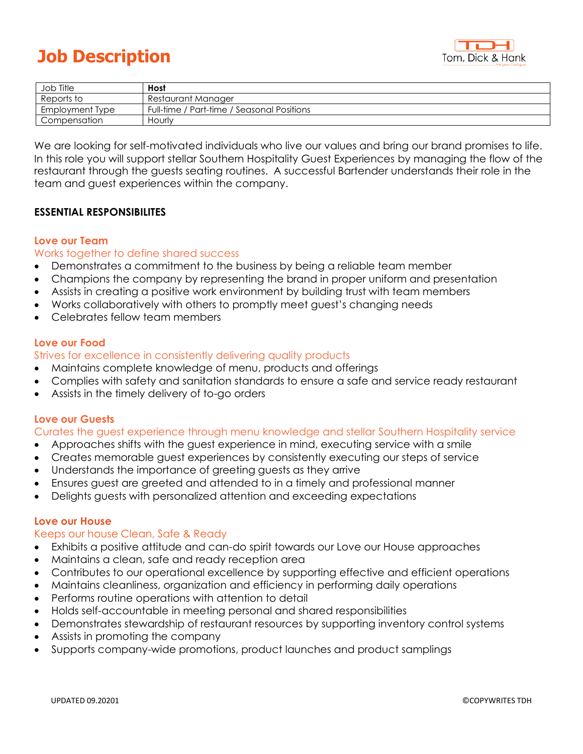# Job Description

Tom, Dick & Hank

| Job Title | **Host** |
|---|---|
| Reports to | Restaurant Manager |
| Employment Type | Full-time / Part-time / Seasonal Positions |
| Compensation | Hourly |

We are looking for self-motivated individuals who live our values and bring our brand promises to life. In this role you will support stellar Southern Hospitality Guest Experiences by managing the flow of the restaurant through the guests seating routines. A successful Bartender understands their role in the team and guest experiences within the company.

**ESSENTIAL RESPONSIBILITES**

### Love our Team

Works together to define shared success

- Demonstrates a commitment to the business by being a reliable team member
- Champions the company by representing the brand in proper uniform and presentation
- Assists in creating a positive work environment by building trust with team members
- Works collaboratively with others to promptly meet guest's changing needs
- Celebrates fellow team members

### Love our Food

Strives for excellence in consistently delivering quality products

- Maintains complete knowledge of menu, products and offerings
- Complies with safety and sanitation standards to ensure a safe and service ready restaurant
- Assists in the timely delivery of to-go orders

### Love our Guests

Curates the guest experience through menu knowledge and stellar Southern Hospitality service

- Approaches shifts with the guest experience in mind, executing service with a smile
- Creates memorable guest experiences by consistently executing our steps of service
- Understands the importance of greeting guests as they arrive
- Ensures guest are greeted and attended to in a timely and professional manner
- Delights guests with personalized attention and exceeding expectations

### Love our House

Keeps our house Clean, Safe & Ready

- Exhibits a positive attitude and can-do spirit towards our Love our House approaches
- Maintains a clean, safe and ready reception area
- Contributes to our operational excellence by supporting effective and efficient operations
- Maintains cleanliness, organization and efficiency in performing daily operations
- Performs routine operations with attention to detail
- Holds self-accountable in meeting personal and shared responsibilities
- Demonstrates stewardship of restaurant resources by supporting inventory control systems
- Assists in promoting the company
- Supports company-wide promotions, product launches and product samplings

UPDATED 09.20201 ©COPYWRITES TDH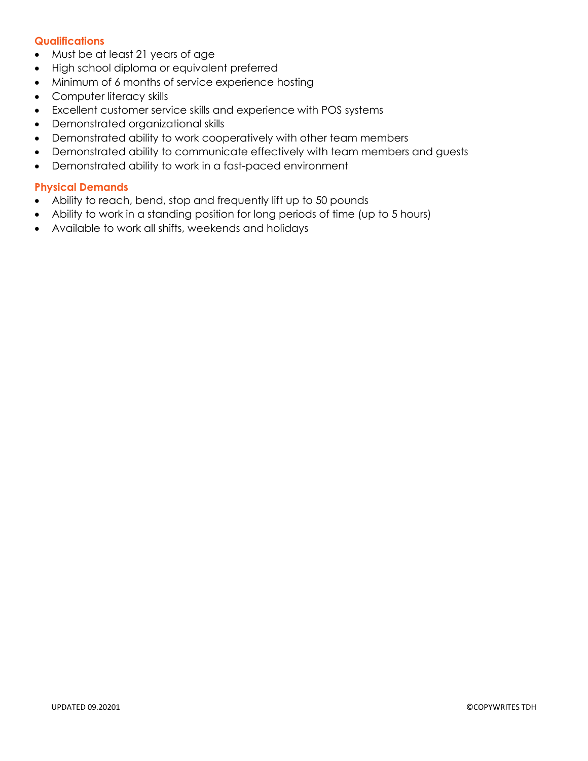### Qualifications

- Must be at least 21 years of age
- High school diploma or equivalent preferred
- Minimum of 6 months of service experience hosting
- Computer literacy skills
- Excellent customer service skills and experience with POS systems
- Demonstrated organizational skills
- Demonstrated ability to work cooperatively with other team members
- Demonstrated ability to communicate effectively with team members and guests
- Demonstrated ability to work in a fast-paced environment

### Physical Demands

- Ability to reach, bend, stop and frequently lift up to 50 pounds
- Ability to work in a standing position for long periods of time (up to 5 hours)
- Available to work all shifts, weekends and holidays

UPDATED 09.20201

©COPYWRITES TDH